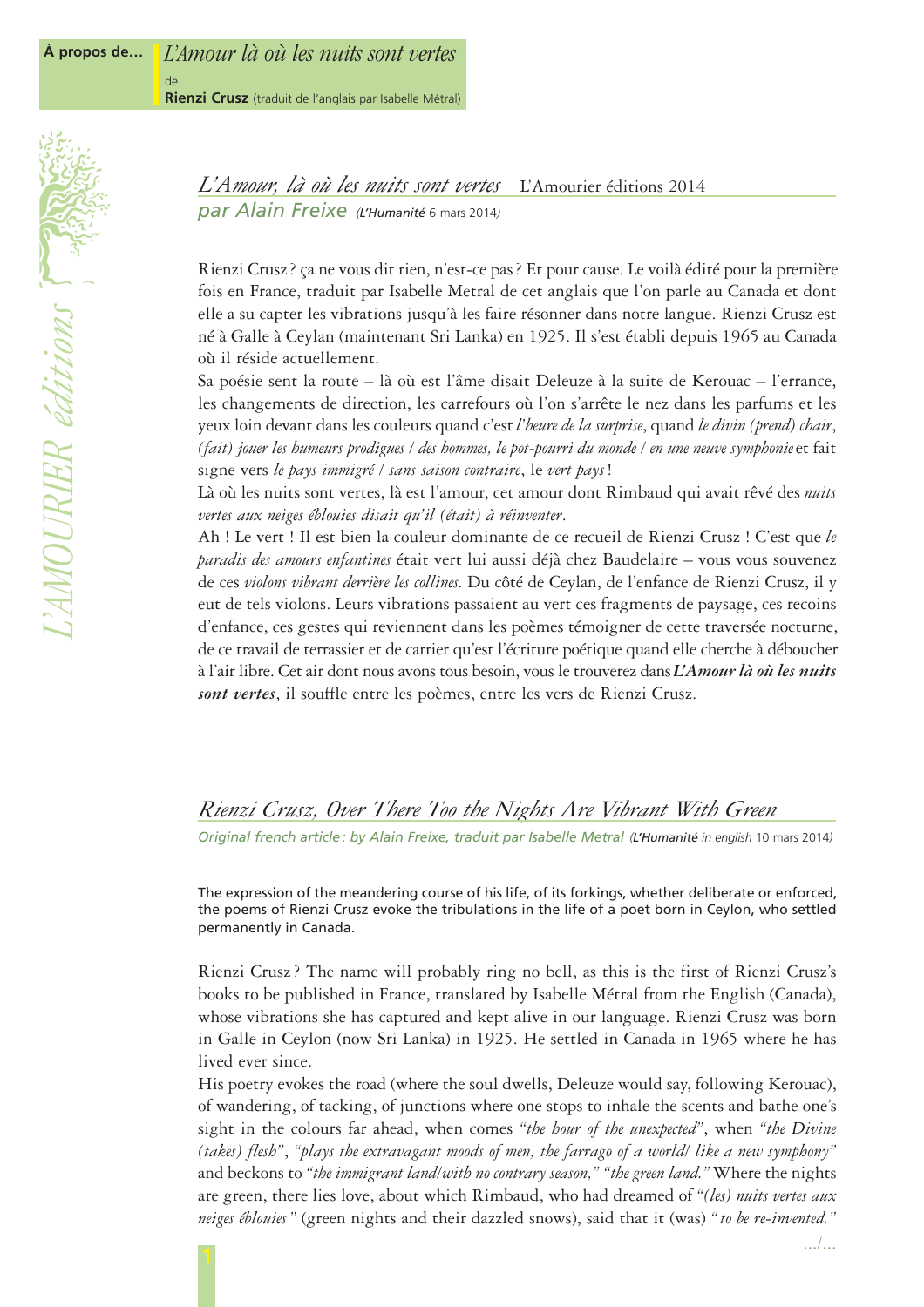**À propos de…** *L'Amour là où les nuits sont vertes*
de
**Rienzi Crusz** (traduit de l'anglais par Isabelle Métral)

## *L'Amour, là où les nuits sont vertes* L'Amourier éditions 2014

### *par Alain Freixe* *(L'Humanité 6 mars 2014)*

Rienzi Crusz ? ça ne vous dit rien, n'est-ce pas ? Et pour cause. Le voilà édité pour la première fois en France, traduit par Isabelle Metral de cet anglais que l'on parle au Canada et dont elle a su capter les vibrations jusqu'à les faire résonner dans notre langue. Rienzi Crusz est né à Galle à Ceylan (maintenant Sri Lanka) en 1925. Il s'est établi depuis 1965 au Canada où il réside actuellement.

Sa poésie sent la route – là où est l'âme disait Deleuze à la suite de Kerouac – l'errance, les changements de direction, les carrefours où l'on s'arrête le nez dans les parfums et les yeux loin devant dans les couleurs quand c'est *l'heure de la surprise*, quand *le divin (prend) chair*, *(fait) jouer les humeurs prodigues / des hommes, le pot-pourri du monde / en une neuve symphonie* et fait signe vers *le pays immigré / sans saison contraire*, le *vert pays* !

Là où les nuits sont vertes, là est l'amour, cet amour dont Rimbaud qui avait rêvé des *nuits vertes aux neiges éblouies disait qu'il (était) à réinventer*.

Ah ! Le vert ! Il est bien la couleur dominante de ce recueil de Rienzi Crusz ! C'est que *le paradis des amours enfantines* était vert lui aussi déjà chez Baudelaire – vous vous souvenez de ces *violons vibrant derrière les collines*. Du côté de Ceylan, de l'enfance de Rienzi Crusz, il y eut de tels violons. Leurs vibrations passaient au vert ces fragments de paysage, ces recoins d'enfance, ces gestes qui reviennent dans les poèmes témoigner de cette traversée nocturne, de ce travail de terrassier et de carrier qu'est l'écriture poétique quand elle cherche à déboucher à l'air libre. Cet air dont nous avons tous besoin, vous le trouverez dans ***L'Amour là où les nuits sont vertes***, il souffle entre les poèmes, entre les vers de Rienzi Crusz.

## *Rienzi Crusz, Over There Too the Nights Are Vibrant With Green*

### *Original french article : by Alain Freixe, traduit par Isabelle Metral* *(L'Humanité in english 10 mars 2014)*

The expression of the meandering course of his life, of its forkings, whether deliberate or enforced, the poems of Rienzi Crusz evoke the tribulations in the life of a poet born in Ceylon, who settled permanently in Canada.

Rienzi Crusz ? The name will probably ring no bell, as this is the first of Rienzi Crusz's books to be published in France, translated by Isabelle Métral from the English (Canada), whose vibrations she has captured and kept alive in our language. Rienzi Crusz was born in Galle in Ceylon (now Sri Lanka) in 1925. He settled in Canada in 1965 where he has lived ever since.

His poetry evokes the road (where the soul dwells, Deleuze would say, following Kerouac), of wandering, of tacking, of junctions where one stops to inhale the scents and bathe one's sight in the colours far ahead, when comes *"the hour of the unexpected"*, when *"the Divine (takes) flesh"*, *"plays the extravagant moods of men, the farrago of a world/ like a new symphony"* and beckons to *"the immigrant land/with no contrary season," "the green land."* Where the nights are green, there lies love, about which Rimbaud, who had dreamed of *"(les) nuits vertes aux neiges éblouies"* (green nights and their dazzled snows), said that it (was) *" to be re-invented."*

…/…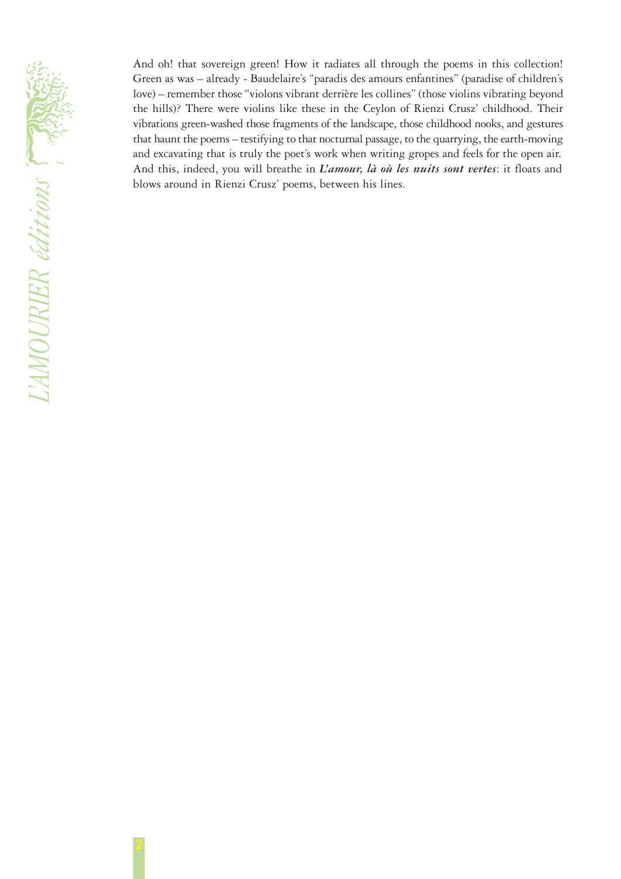And oh! that sovereign green! How it radiates all through the poems in this collection! Green as was – already - Baudelaire's "paradis des amours enfantines" (paradise of children's love) – remember those "violons vibrant derrière les collines" (those violins vibrating beyond the hills)? There were violins like these in the Ceylon of Rienzi Crusz' childhood. Their vibrations green-washed those fragments of the landscape, those childhood nooks, and gestures that haunt the poems – testifying to that nocturnal passage, to the quarrying, the earth-moving and excavating that is truly the poet's work when writing gropes and feels for the open air. And this, indeed, you will breathe in ***L'amour, là où les nuits sont vertes***: it floats and blows around in Rienzi Crusz' poems, between his lines.